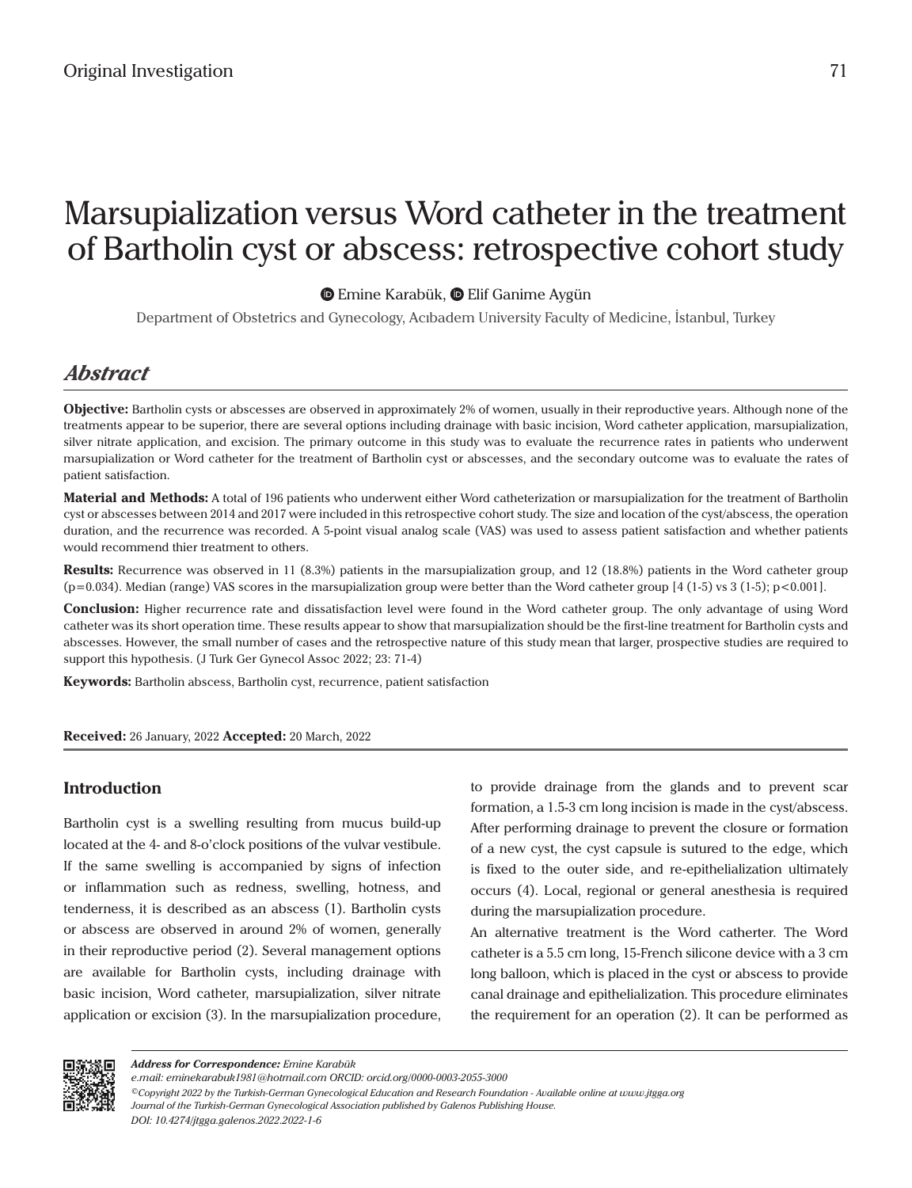Original Investigation

# Marsupialization versus Word catheter in the treatment of Bartholin cyst or abscess: retrospective cohort study

Emine Karabük, Elif Ganime Aygün

Department of Obstetrics and Gynecology, Acıbadem University Faculty of Medicine, İstanbul, Turkey

## Abstract

**Objective:** Bartholin cysts or abscesses are observed in approximately 2% of women, usually in their reproductive years. Although none of the treatments appear to be superior, there are several options including drainage with basic incision, Word catheter application, marsupialization, silver nitrate application, and excision. The primary outcome in this study was to evaluate the recurrence rates in patients who underwent marsupialization or Word catheter for the treatment of Bartholin cyst or abscesses, and the secondary outcome was to evaluate the rates of patient satisfaction.

**Material and Methods:** A total of 196 patients who underwent either Word catheterization or marsupialization for the treatment of Bartholin cyst or abscesses between 2014 and 2017 were included in this retrospective cohort study. The size and location of the cyst/abscess, the operation duration, and the recurrence was recorded. A 5-point visual analog scale (VAS) was used to assess patient satisfaction and whether patients would recommend thier treatment to others.

**Results:** Recurrence was observed in 11 (8.3%) patients in the marsupialization group, and 12 (18.8%) patients in the Word catheter group ($p=0.034$). Median (range) VAS scores in the marsupialization group were better than the Word catheter group [4 (1-5) vs 3 (1-5); $p<0.001$].

**Conclusion:** Higher recurrence rate and dissatisfaction level were found in the Word catheter group. The only advantage of using Word catheter was its short operation time. These results appear to show that marsupialization should be the first-line treatment for Bartholin cysts and abscesses. However, the small number of cases and the retrospective nature of this study mean that larger, prospective studies are required to support this hypothesis. (J Turk Ger Gynecol Assoc 2022; 23: 71-4)

**Keywords:** Bartholin abscess, Bartholin cyst, recurrence, patient satisfaction

**Received:** 26 January, 2022 **Accepted:** 20 March, 2022

## Introduction

Bartholin cyst is a swelling resulting from mucus build-up located at the 4- and 8-o'clock positions of the vulvar vestibule. If the same swelling is accompanied by signs of infection or inflammation such as redness, swelling, hotness, and tenderness, it is described as an abscess (1). Bartholin cysts or abscess are observed in around 2% of women, generally in their reproductive period (2). Several management options are available for Bartholin cysts, including drainage with basic incision, Word catheter, marsupialization, silver nitrate application or excision (3). In the marsupialization procedure, to provide drainage from the glands and to prevent scar formation, a 1.5-3 cm long incision is made in the cyst/abscess. After performing drainage to prevent the closure or formation of a new cyst, the cyst capsule is sutured to the edge, which is fixed to the outer side, and re-epithelialization ultimately occurs (4). Local, regional or general anesthesia is required during the marsupialization procedure.

An alternative treatment is the Word catherter. The Word catheter is a 5.5 cm long, 15-French silicone device with a 3 cm long balloon, which is placed in the cyst or abscess to provide canal drainage and epithelialization. This procedure eliminates the requirement for an operation (2). It can be performed as

*Address for Correspondence:* Emine Karabük
*e.mail: eminekarabuk1981@hotmail.com ORCID: orcid.org/0000-0003-2055-3000*
*©Copyright 2022 by the Turkish-German Gynecological Education and Research Foundation - Available online at www.jtgga.org*
*Journal of the Turkish-German Gynecological Association published by Galenos Publishing House.*
*DOI: 10.4274/jtgga.galenos.2022.2022-1-6*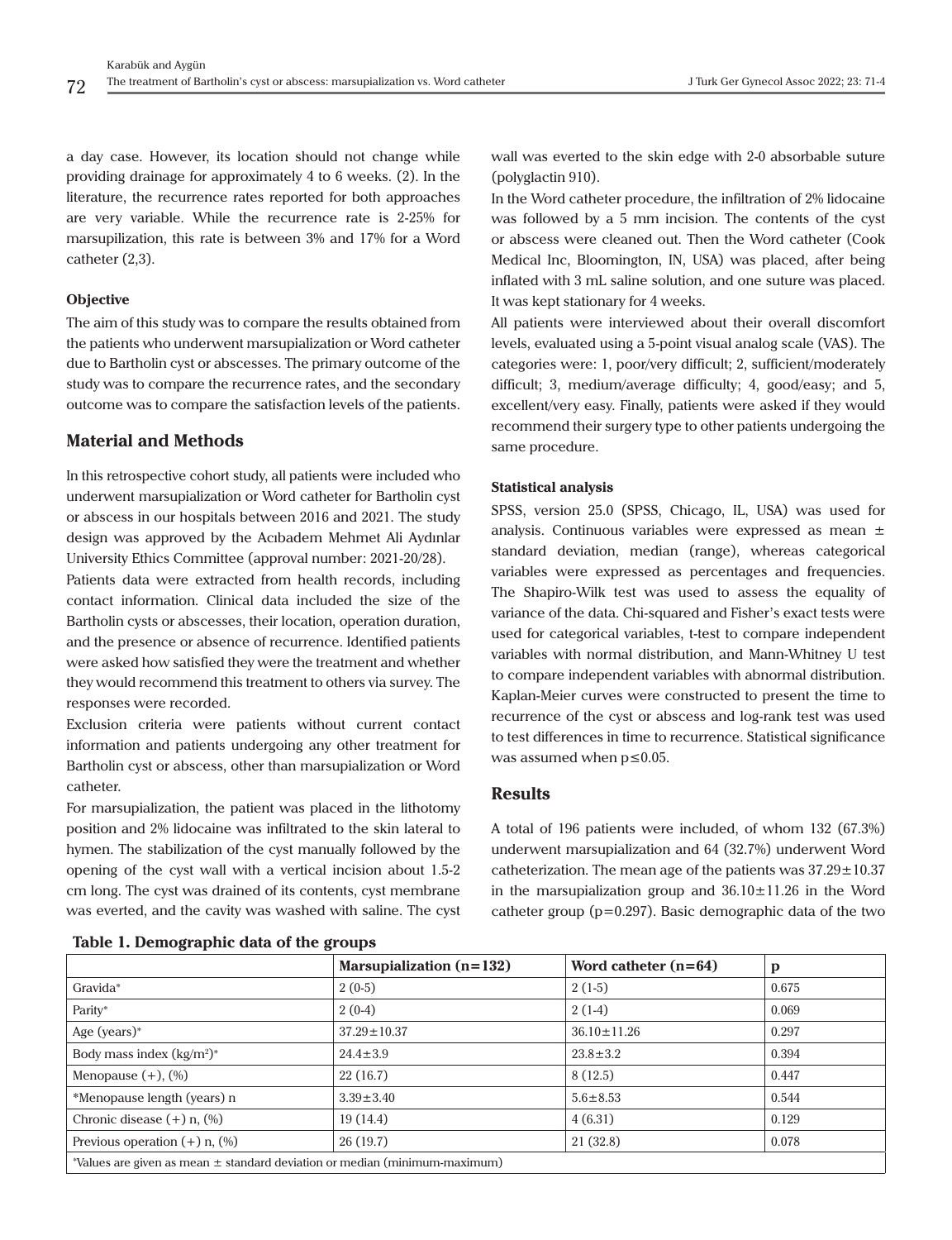a day case. However, its location should not change while providing drainage for approximately 4 to 6 weeks. (2). In the literature, the recurrence rates reported for both approaches are very variable. While the recurrence rate is 2-25% for marsupilization, this rate is between 3% and 17% for a Word catheter (2,3).

### Objective

The aim of this study was to compare the results obtained from the patients who underwent marsupialization or Word catheter due to Bartholin cyst or abscesses. The primary outcome of the study was to compare the recurrence rates, and the secondary outcome was to compare the satisfaction levels of the patients.

## Material and Methods

In this retrospective cohort study, all patients were included who underwent marsupialization or Word catheter for Bartholin cyst or abscess in our hospitals between 2016 and 2021. The study design was approved by the Acıbadem Mehmet Ali Aydınlar University Ethics Committee (approval number: 2021-20/28).

Patients data were extracted from health records, including contact information. Clinical data included the size of the Bartholin cysts or abscesses, their location, operation duration, and the presence or absence of recurrence. Identified patients were asked how satisfied they were the treatment and whether they would recommend this treatment to others via survey. The responses were recorded.

Exclusion criteria were patients without current contact information and patients undergoing any other treatment for Bartholin cyst or abscess, other than marsupialization or Word catheter.

For marsupialization, the patient was placed in the lithotomy position and 2% lidocaine was infiltrated to the skin lateral to hymen. The stabilization of the cyst manually followed by the opening of the cyst wall with a vertical incision about 1.5-2 cm long. The cyst was drained of its contents, cyst membrane was everted, and the cavity was washed with saline. The cyst wall was everted to the skin edge with 2-0 absorbable suture (polyglactin 910).

In the Word catheter procedure, the infiltration of 2% lidocaine was followed by a 5 mm incision. The contents of the cyst or abscess were cleaned out. Then the Word catheter (Cook Medical Inc, Bloomington, IN, USA) was placed, after being inflated with 3 mL saline solution, and one suture was placed. It was kept stationary for 4 weeks.

All patients were interviewed about their overall discomfort levels, evaluated using a 5-point visual analog scale (VAS). The categories were: 1, poor/very difficult; 2, sufficient/moderately difficult; 3, medium/average difficulty; 4, good/easy; and 5, excellent/very easy. Finally, patients were asked if they would recommend their surgery type to other patients undergoing the same procedure.

### Statistical analysis

SPSS, version 25.0 (SPSS, Chicago, IL, USA) was used for analysis. Continuous variables were expressed as mean ± standard deviation, median (range), whereas categorical variables were expressed as percentages and frequencies. The Shapiro-Wilk test was used to assess the equality of variance of the data. Chi-squared and Fisher's exact tests were used for categorical variables, t-test to compare independent variables with normal distribution, and Mann-Whitney U test to compare independent variables with abnormal distribution. Kaplan-Meier curves were constructed to present the time to recurrence of the cyst or abscess and log-rank test was used to test differences in time to recurrence. Statistical significance was assumed when $p \leq 0.05$.

## Results

A total of 196 patients were included, of whom 132 (67.3%) underwent marsupialization and 64 (32.7%) underwent Word catheterization. The mean age of the patients was 37.29±10.37 in the marsupialization group and 36.10±11.26 in the Word catheter group (p=0.297). Basic demographic data of the two

**Table 1. Demographic data of the groups**

| | Marsupialization (n=132) | Word catheter (n=64) | p |
|---|---|---|---|
| Gravida* | 2 (0-5) | 2 (1-5) | 0.675 |
| Parity* | 2 (0-4) | 2 (1-4) | 0.069 |
| Age (years)* | 37.29±10.37 | 36.10±11.26 | 0.297 |
| Body mass index (kg/m$^2$)* | 24.4±3.9 | 23.8±3.2 | 0.394 |
| Menopause (+), (%) | 22 (16.7) | 8 (12.5) | 0.447 |
| *Menopause length (years) n | 3.39±3.40 | 5.6±8.53 | 0.544 |
| Chronic disease (+) n, (%) | 19 (14.4) | 4 (6.31) | 0.129 |
| Previous operation (+) n, (%) | 26 (19.7) | 21 (32.8) | 0.078 |

*Values are given as mean ± standard deviation or median (minimum-maximum)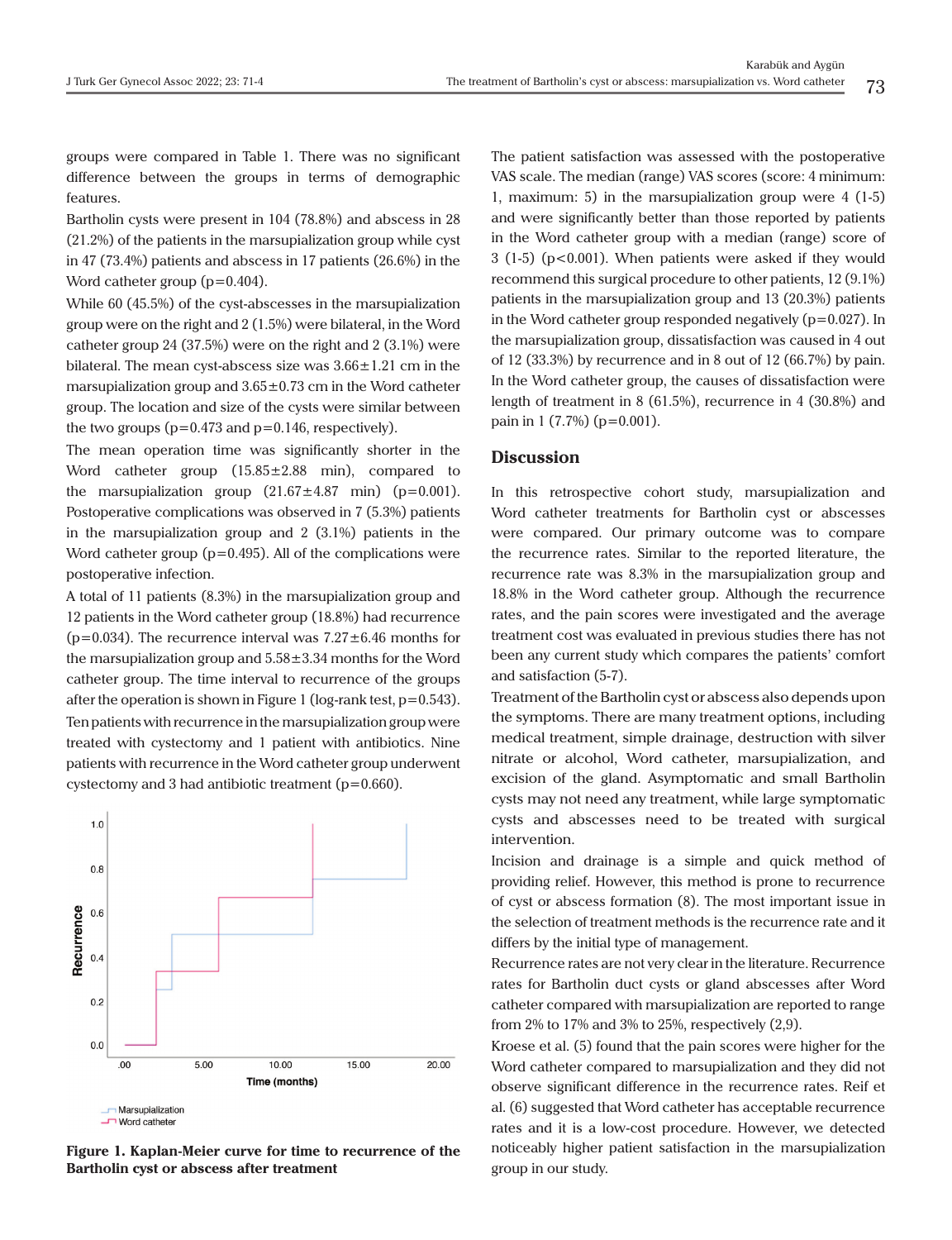groups were compared in Table 1. There was no significant difference between the groups in terms of demographic features.

Bartholin cysts were present in 104 (78.8%) and abscess in 28 (21.2%) of the patients in the marsupialization group while cyst in 47 (73.4%) patients and abscess in 17 patients (26.6%) in the Word catheter group (p=0.404).

While 60 (45.5%) of the cyst-abscesses in the marsupialization group were on the right and 2 (1.5%) were bilateral, in the Word catheter group 24 (37.5%) were on the right and 2 (3.1%) were bilateral. The mean cyst-abscess size was 3.66±1.21 cm in the marsupialization group and 3.65±0.73 cm in the Word catheter group. The location and size of the cysts were similar between the two groups (p=0.473 and p=0.146, respectively).

The mean operation time was significantly shorter in the Word catheter group (15.85±2.88 min), compared to the marsupialization group (21.67±4.87 min) (p=0.001). Postoperative complications was observed in 7 (5.3%) patients in the marsupialization group and 2 (3.1%) patients in the Word catheter group (p=0.495). All of the complications were postoperative infection.

A total of 11 patients (8.3%) in the marsupialization group and 12 patients in the Word catheter group (18.8%) had recurrence (p=0.034). The recurrence interval was 7.27±6.46 months for the marsupialization group and 5.58±3.34 months for the Word catheter group. The time interval to recurrence of the groups after the operation is shown in Figure 1 (log-rank test, p=0.543). Ten patients with recurrence in the marsupialization group were treated with cystectomy and 1 patient with antibiotics. Nine patients with recurrence in the Word catheter group underwent cystectomy and 3 had antibiotic treatment (p=0.660).

**Figure 1. Kaplan-Meier curve for time to recurrence of the Bartholin cyst or abscess after treatment**

The patient satisfaction was assessed with the postoperative VAS scale. The median (range) VAS scores (score: 4 minimum: 1, maximum: 5) in the marsupialization group were 4 (1-5) and were significantly better than those reported by patients in the Word catheter group with a median (range) score of 3 (1-5) (p<0.001). When patients were asked if they would recommend this surgical procedure to other patients, 12 (9.1%) patients in the marsupialization group and 13 (20.3%) patients in the Word catheter group responded negatively (p=0.027). In the marsupialization group, dissatisfaction was caused in 4 out of 12 (33.3%) by recurrence and in 8 out of 12 (66.7%) by pain. In the Word catheter group, the causes of dissatisfaction were length of treatment in 8 (61.5%), recurrence in 4 (30.8%) and pain in 1 (7.7%) (p=0.001).

## Discussion

In this retrospective cohort study, marsupialization and Word catheter treatments for Bartholin cyst or abscesses were compared. Our primary outcome was to compare the recurrence rates. Similar to the reported literature, the recurrence rate was 8.3% in the marsupialization group and 18.8% in the Word catheter group. Although the recurrence rates, and the pain scores were investigated and the average treatment cost was evaluated in previous studies there has not been any current study which compares the patients' comfort and satisfaction (5-7).

Treatment of the Bartholin cyst or abscess also depends upon the symptoms. There are many treatment options, including medical treatment, simple drainage, destruction with silver nitrate or alcohol, Word catheter, marsupialization, and excision of the gland. Asymptomatic and small Bartholin cysts may not need any treatment, while large symptomatic cysts and abscesses need to be treated with surgical intervention.

Incision and drainage is a simple and quick method of providing relief. However, this method is prone to recurrence of cyst or abscess formation (8). The most important issue in the selection of treatment methods is the recurrence rate and it differs by the initial type of management.

Recurrence rates are not very clear in the literature. Recurrence rates for Bartholin duct cysts or gland abscesses after Word catheter compared with marsupialization are reported to range from 2% to 17% and 3% to 25%, respectively (2,9).

Kroese et al. (5) found that the pain scores were higher for the Word catheter compared to marsupialization and they did not observe significant difference in the recurrence rates. Reif et al. (6) suggested that Word catheter has acceptable recurrence rates and it is a low-cost procedure. However, we detected noticeably higher patient satisfaction in the marsupialization group in our study.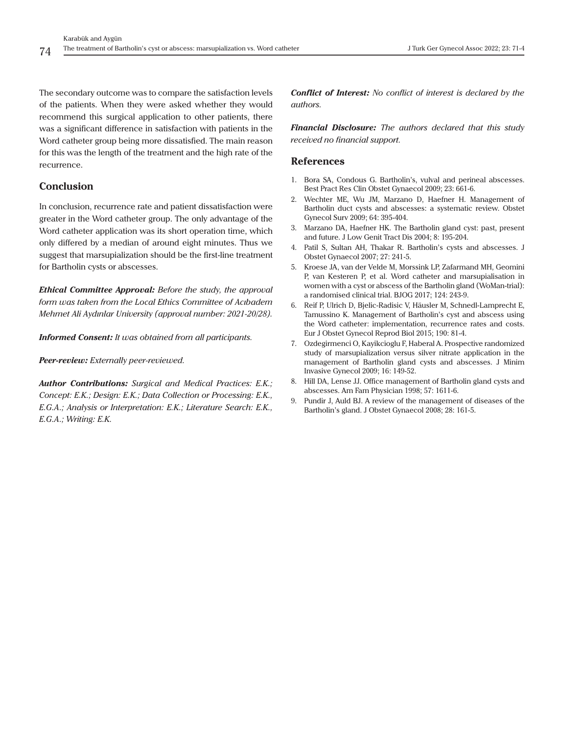The secondary outcome was to compare the satisfaction levels of the patients. When they were asked whether they would recommend this surgical application to other patients, there was a significant difference in satisfaction with patients in the Word catheter group being more dissatisfied. The main reason for this was the length of the treatment and the high rate of the recurrence.

## Conclusion

In conclusion, recurrence rate and patient dissatisfaction were greater in the Word catheter group. The only advantage of the Word catheter application was its short operation time, which only differed by a median of around eight minutes. Thus we suggest that marsupialization should be the first-line treatment for Bartholin cysts or abscesses.

***Ethical Committee Approval:*** *Before the study, the approval form was taken from the Local Ethics Committee of Acıbadem Mehmet Ali Aydınlar University (approval number: 2021-20/28).*

***Informed Consent:*** *It was obtained from all participants.*

***Peer-review:*** *Externally peer-reviewed.*

***Author Contributions:*** *Surgical and Medical Practices: E.K.; Concept: E.K.; Design: E.K.; Data Collection or Processing: E.K., E.G.A.; Analysis or Interpretation: E.K.; Literature Search: E.K., E.G.A.; Writing: E.K.*

***Conflict of Interest:*** *No conflict of interest is declared by the authors.*

***Financial Disclosure:*** *The authors declared that this study received no financial support.*

## References

1. Bora SA, Condous G. Bartholin's, vulval and perineal abscesses. Best Pract Res Clin Obstet Gynaecol 2009; 23: 661-6.
2. Wechter ME, Wu JM, Marzano D, Haefner H. Management of Bartholin duct cysts and abscesses: a systematic review. Obstet Gynecol Surv 2009; 64: 395-404.
3. Marzano DA, Haefner HK. The Bartholin gland cyst: past, present and future. J Low Genit Tract Dis 2004; 8: 195-204.
4. Patil S, Sultan AH, Thakar R. Bartholin's cysts and abscesses. J Obstet Gynaecol 2007; 27: 241-5.
5. Kroese JA, van der Velde M, Morssink LP, Zafarmand MH, Geomini P, van Kesteren P, et al. Word catheter and marsupialisation in women with a cyst or abscess of the Bartholin gland (WoMan-trial): a randomised clinical trial. BJOG 2017; 124: 243-9.
6. Reif P, Ulrich D, Bjelic-Radisic V, Häusler M, Schnedl-Lamprecht E, Tamussino K. Management of Bartholin's cyst and abscess using the Word catheter: implementation, recurrence rates and costs. Eur J Obstet Gynecol Reprod Biol 2015; 190: 81-4.
7. Ozdegirmenci O, Kayikcioglu F, Haberal A. Prospective randomized study of marsupialization versus silver nitrate application in the management of Bartholin gland cysts and abscesses. J Minim Invasive Gynecol 2009; 16: 149-52.
8. Hill DA, Lense JJ. Office management of Bartholin gland cysts and abscesses. Am Fam Physician 1998; 57: 1611-6.
9. Pundir J, Auld BJ. A review of the management of diseases of the Bartholin's gland. J Obstet Gynaecol 2008; 28: 161-5.